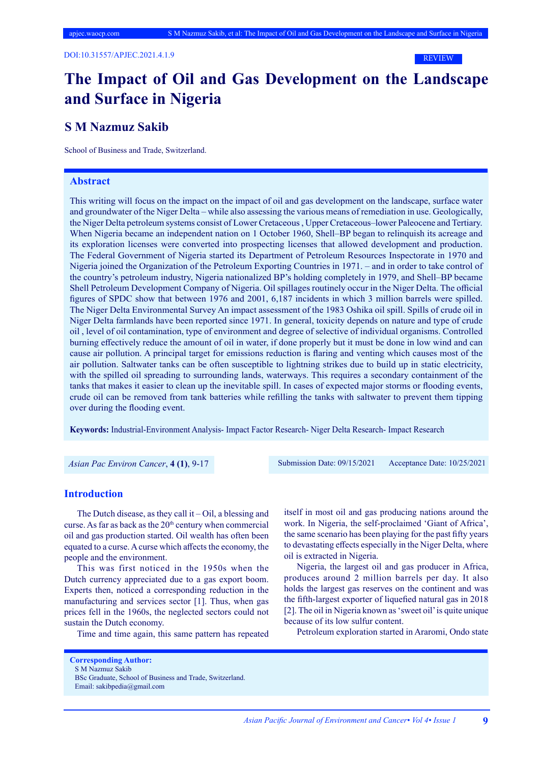DOI:10.31557/APJEC.2021.4.1.9

REVIEW

# The Impact of Oil and Gas Development on the Landscape and Surface in Nigeria

## S M Nazmuz Sakib

School of Business and Trade, Switzerland.

## Abstract

This writing will focus on the impact on the impact of oil and gas development on the landscape, surface water and groundwater of the Niger Delta – while also assessing the various means of remediation in use. Geologically, the Niger Delta petroleum systems consist of Lower Cretaceous , Upper Cretaceous–lower Paleocene and Tertiary. When Nigeria became an independent nation on 1 October 1960, Shell–BP began to relinquish its acreage and its exploration licenses were converted into prospecting licenses that allowed development and production. The Federal Government of Nigeria started its Department of Petroleum Resources Inspectorate in 1970 and Nigeria joined the Organization of the Petroleum Exporting Countries in 1971. – and in order to take control of the country's petroleum industry, Nigeria nationalized BP's holding completely in 1979, and Shell–BP became Shell Petroleum Development Company of Nigeria. Oil spillages routinely occur in the Niger Delta. The official figures of SPDC show that between 1976 and 2001, 6,187 incidents in which 3 million barrels were spilled. The Niger Delta Environmental Survey An impact assessment of the 1983 Oshika oil spill. Spills of crude oil in Niger Delta farmlands have been reported since 1971. In general, toxicity depends on nature and type of crude oil , level of oil contamination, type of environment and degree of selective of individual organisms. Controlled burning effectively reduce the amount of oil in water, if done properly but it must be done in low wind and can cause air pollution. A principal target for emissions reduction is flaring and venting which causes most of the air pollution. Saltwater tanks can be often susceptible to lightning strikes due to build up in static electricity, with the spilled oil spreading to surrounding lands, waterways. This requires a secondary containment of the tanks that makes it easier to clean up the inevitable spill. In cases of expected major storms or flooding events, crude oil can be removed from tank batteries while refilling the tanks with saltwater to prevent them tipping over during the flooding event.

**Keywords:** Industrial-Environment Analysis- Impact Factor Research- Niger Delta Research- Impact Research

*Asian Pac Environ Cancer*, **4 (1)**, 9-17

Submission Date: 09/15/2021 Acceptance Date: 10/25/2021

## Introduction

The Dutch disease, as they call it – Oil, a blessing and curse. As far as back as the 20th century when commercial oil and gas production started. Oil wealth has often been equated to a curse. A curse which affects the economy, the people and the environment.

This was first noticed in the 1950s when the Dutch currency appreciated due to a gas export boom. Experts then, noticed a corresponding reduction in the manufacturing and services sector [1]. Thus, when gas prices fell in the 1960s, the neglected sectors could not sustain the Dutch economy.

Time and time again, this same pattern has repeated itself in most oil and gas producing nations around the work. In Nigeria, the self-proclaimed 'Giant of Africa', the same scenario has been playing for the past fifty years to devastating effects especially in the Niger Delta, where oil is extracted in Nigeria.

Nigeria, the largest oil and gas producer in Africa, produces around 2 million barrels per day. It also holds the largest gas reserves on the continent and was the fifth-largest exporter of liquefied natural gas in 2018 [2]. The oil in Nigeria known as 'sweet oil' is quite unique because of its low sulfur content.

Petroleum exploration started in Araromi, Ondo state

**Corresponding Author:**
S M Nazmuz Sakib
BSc Graduate, School of Business and Trade, Switzerland.
Email: sakibpedia@gmail.com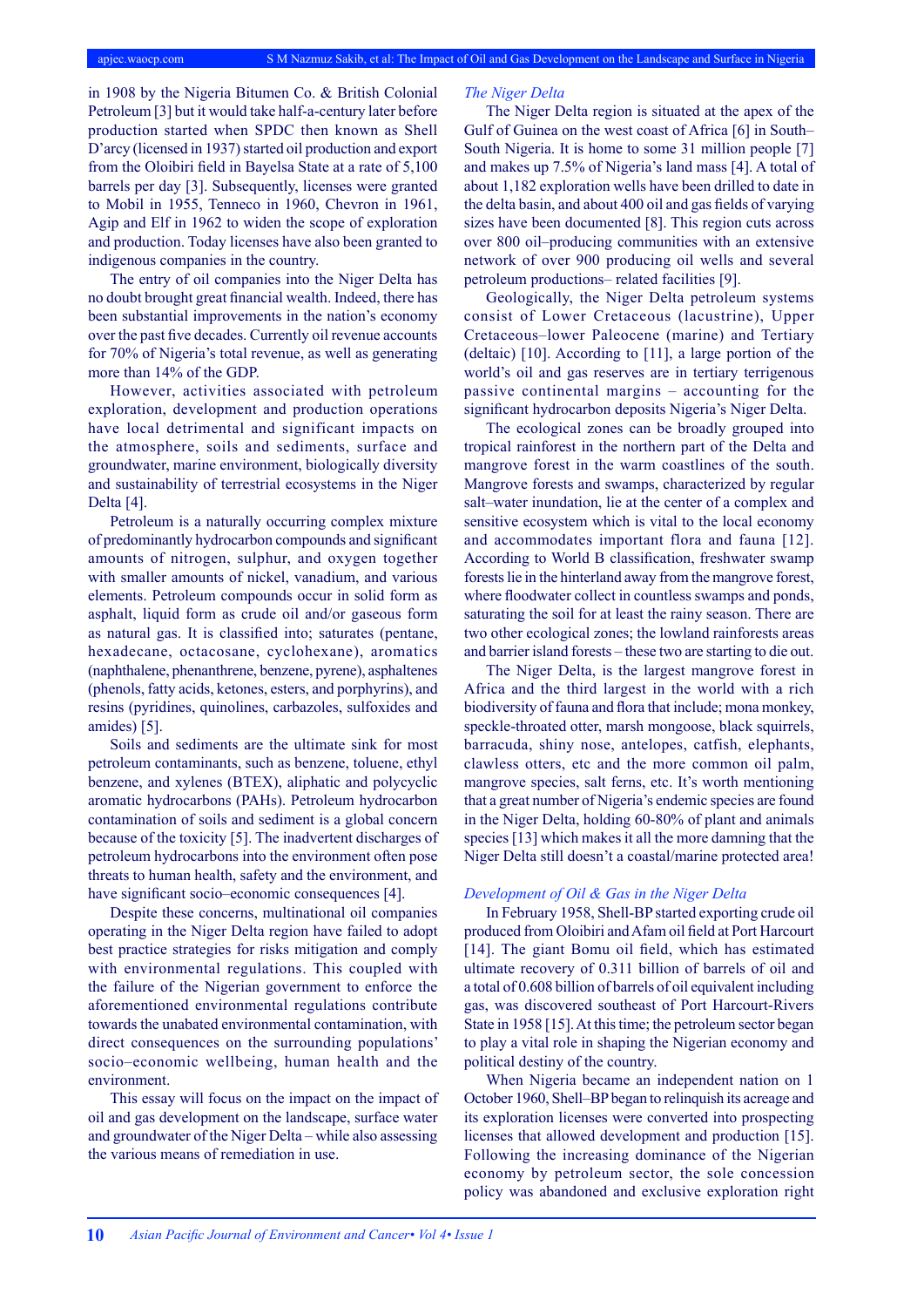in 1908 by the Nigeria Bitumen Co. & British Colonial Petroleum [3] but it would take half-a-century later before production started when SPDC then known as Shell D'arcy (licensed in 1937) started oil production and export from the Oloibiri field in Bayelsa State at a rate of 5,100 barrels per day [3]. Subsequently, licenses were granted to Mobil in 1955, Tenneco in 1960, Chevron in 1961, Agip and Elf in 1962 to widen the scope of exploration and production. Today licenses have also been granted to indigenous companies in the country.

The entry of oil companies into the Niger Delta has no doubt brought great financial wealth. Indeed, there has been substantial improvements in the nation's economy over the past five decades. Currently oil revenue accounts for 70% of Nigeria's total revenue, as well as generating more than 14% of the GDP.

However, activities associated with petroleum exploration, development and production operations have local detrimental and significant impacts on the atmosphere, soils and sediments, surface and groundwater, marine environment, biologically diversity and sustainability of terrestrial ecosystems in the Niger Delta [4].

Petroleum is a naturally occurring complex mixture of predominantly hydrocarbon compounds and significant amounts of nitrogen, sulphur, and oxygen together with smaller amounts of nickel, vanadium, and various elements. Petroleum compounds occur in solid form as asphalt, liquid form as crude oil and/or gaseous form as natural gas. It is classified into; saturates (pentane, hexadecane, octacosane, cyclohexane), aromatics (naphthalene, phenanthrene, benzene, pyrene), asphaltenes (phenols, fatty acids, ketones, esters, and porphyrins), and resins (pyridines, quinolines, carbazoles, sulfoxides and amides) [5].

Soils and sediments are the ultimate sink for most petroleum contaminants, such as benzene, toluene, ethyl benzene, and xylenes (BTEX), aliphatic and polycyclic aromatic hydrocarbons (PAHs). Petroleum hydrocarbon contamination of soils and sediment is a global concern because of the toxicity [5]. The inadvertent discharges of petroleum hydrocarbons into the environment often pose threats to human health, safety and the environment, and have significant socio–economic consequences [4].

Despite these concerns, multinational oil companies operating in the Niger Delta region have failed to adopt best practice strategies for risks mitigation and comply with environmental regulations. This coupled with the failure of the Nigerian government to enforce the aforementioned environmental regulations contribute towards the unabated environmental contamination, with direct consequences on the surrounding populations' socio–economic wellbeing, human health and the environment.

This essay will focus on the impact on the impact of oil and gas development on the landscape, surface water and groundwater of the Niger Delta – while also assessing the various means of remediation in use.

*The Niger Delta*

The Niger Delta region is situated at the apex of the Gulf of Guinea on the west coast of Africa [6] in South–South Nigeria. It is home to some 31 million people [7] and makes up 7.5% of Nigeria's land mass [4]. A total of about 1,182 exploration wells have been drilled to date in the delta basin, and about 400 oil and gas fields of varying sizes have been documented [8]. This region cuts across over 800 oil–producing communities with an extensive network of over 900 producing oil wells and several petroleum productions– related facilities [9].

Geologically, the Niger Delta petroleum systems consist of Lower Cretaceous (lacustrine), Upper Cretaceous–lower Paleocene (marine) and Tertiary (deltaic) [10]. According to [11], a large portion of the world's oil and gas reserves are in tertiary terrigenous passive continental margins – accounting for the significant hydrocarbon deposits Nigeria's Niger Delta.

The ecological zones can be broadly grouped into tropical rainforest in the northern part of the Delta and mangrove forest in the warm coastlines of the south. Mangrove forests and swamps, characterized by regular salt–water inundation, lie at the center of a complex and sensitive ecosystem which is vital to the local economy and accommodates important flora and fauna [12]. According to World B classification, freshwater swamp forests lie in the hinterland away from the mangrove forest, where floodwater collect in countless swamps and ponds, saturating the soil for at least the rainy season. There are two other ecological zones; the lowland rainforests areas and barrier island forests – these two are starting to die out.

The Niger Delta, is the largest mangrove forest in Africa and the third largest in the world with a rich biodiversity of fauna and flora that include; mona monkey, speckle-throated otter, marsh mongoose, black squirrels, barracuda, shiny nose, antelopes, catfish, elephants, clawless otters, etc and the more common oil palm, mangrove species, salt ferns, etc. It's worth mentioning that a great number of Nigeria's endemic species are found in the Niger Delta, holding 60-80% of plant and animals species [13] which makes it all the more damning that the Niger Delta still doesn't a coastal/marine protected area!

*Development of Oil & Gas in the Niger Delta*

In February 1958, Shell-BP started exporting crude oil produced from Oloibiri and Afam oil field at Port Harcourt [14]. The giant Bomu oil field, which has estimated ultimate recovery of 0.311 billion of barrels of oil and a total of 0.608 billion of barrels of oil equivalent including gas, was discovered southeast of Port Harcourt-Rivers State in 1958 [15]. At this time; the petroleum sector began to play a vital role in shaping the Nigerian economy and political destiny of the country.

When Nigeria became an independent nation on 1 October 1960, Shell–BP began to relinquish its acreage and its exploration licenses were converted into prospecting licenses that allowed development and production [15]. Following the increasing dominance of the Nigerian economy by petroleum sector, the sole concession policy was abandoned and exclusive exploration right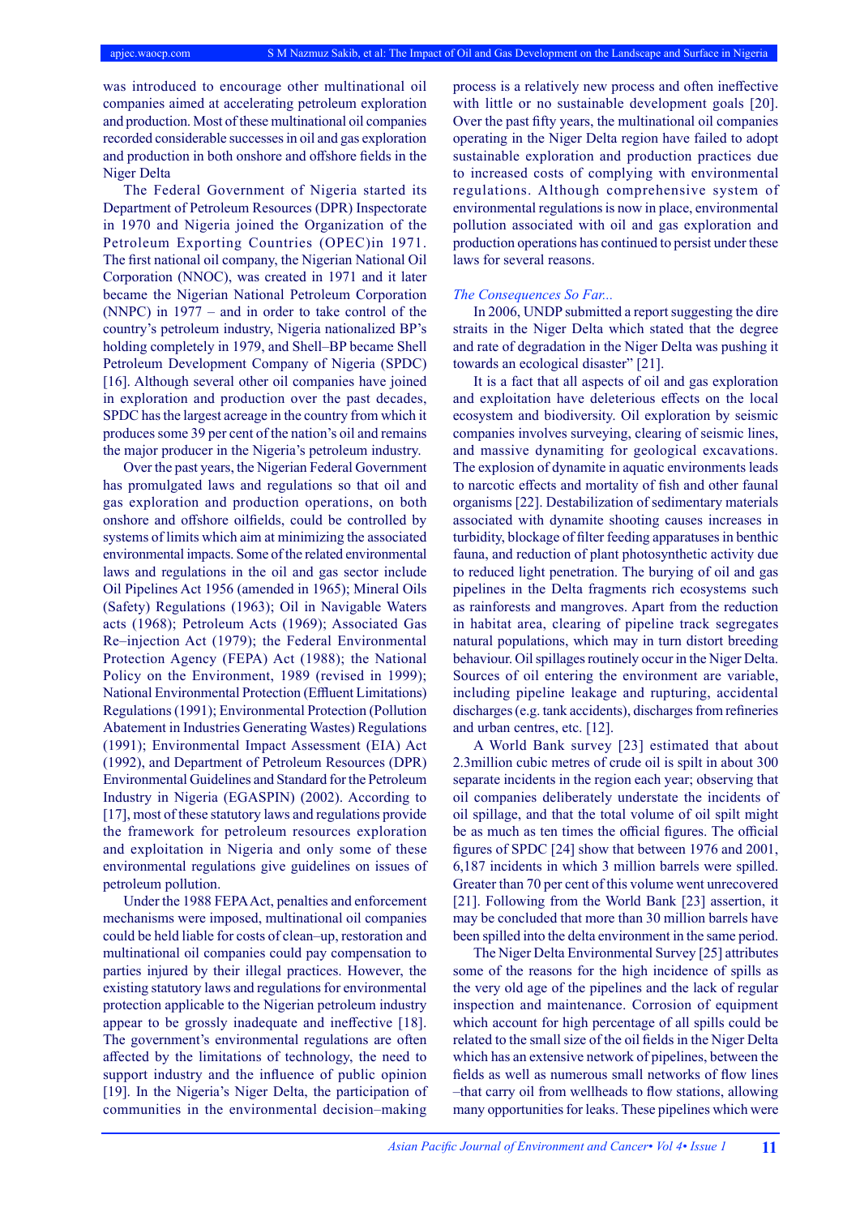was introduced to encourage other multinational oil companies aimed at accelerating petroleum exploration and production. Most of these multinational oil companies recorded considerable successes in oil and gas exploration and production in both onshore and offshore fields in the Niger Delta

The Federal Government of Nigeria started its Department of Petroleum Resources (DPR) Inspectorate in 1970 and Nigeria joined the Organization of the Petroleum Exporting Countries (OPEC)in 1971. The first national oil company, the Nigerian National Oil Corporation (NNOC), was created in 1971 and it later became the Nigerian National Petroleum Corporation (NNPC) in 1977 – and in order to take control of the country's petroleum industry, Nigeria nationalized BP's holding completely in 1979, and Shell–BP became Shell Petroleum Development Company of Nigeria (SPDC) [16]. Although several other oil companies have joined in exploration and production over the past decades, SPDC has the largest acreage in the country from which it produces some 39 per cent of the nation's oil and remains the major producer in the Nigeria's petroleum industry.

Over the past years, the Nigerian Federal Government has promulgated laws and regulations so that oil and gas exploration and production operations, on both onshore and offshore oilfields, could be controlled by systems of limits which aim at minimizing the associated environmental impacts. Some of the related environmental laws and regulations in the oil and gas sector include Oil Pipelines Act 1956 (amended in 1965); Mineral Oils (Safety) Regulations (1963); Oil in Navigable Waters acts (1968); Petroleum Acts (1969); Associated Gas Re–injection Act (1979); the Federal Environmental Protection Agency (FEPA) Act (1988); the National Policy on the Environment, 1989 (revised in 1999); National Environmental Protection (Effluent Limitations) Regulations (1991); Environmental Protection (Pollution Abatement in Industries Generating Wastes) Regulations (1991); Environmental Impact Assessment (EIA) Act (1992), and Department of Petroleum Resources (DPR) Environmental Guidelines and Standard for the Petroleum Industry in Nigeria (EGASPIN) (2002). According to [17], most of these statutory laws and regulations provide the framework for petroleum resources exploration and exploitation in Nigeria and only some of these environmental regulations give guidelines on issues of petroleum pollution.

Under the 1988 FEPA Act, penalties and enforcement mechanisms were imposed, multinational oil companies could be held liable for costs of clean–up, restoration and multinational oil companies could pay compensation to parties injured by their illegal practices. However, the existing statutory laws and regulations for environmental protection applicable to the Nigerian petroleum industry appear to be grossly inadequate and ineffective [18]. The government's environmental regulations are often affected by the limitations of technology, the need to support industry and the influence of public opinion [19]. In the Nigeria's Niger Delta, the participation of communities in the environmental decision–making process is a relatively new process and often ineffective with little or no sustainable development goals [20]. Over the past fifty years, the multinational oil companies operating in the Niger Delta region have failed to adopt sustainable exploration and production practices due to increased costs of complying with environmental regulations. Although comprehensive system of environmental regulations is now in place, environmental pollution associated with oil and gas exploration and production operations has continued to persist under these laws for several reasons.

*The Consequences So Far...*

In 2006, UNDP submitted a report suggesting the dire straits in the Niger Delta which stated that the degree and rate of degradation in the Niger Delta was pushing it towards an ecological disaster" [21].

It is a fact that all aspects of oil and gas exploration and exploitation have deleterious effects on the local ecosystem and biodiversity. Oil exploration by seismic companies involves surveying, clearing of seismic lines, and massive dynamiting for geological excavations. The explosion of dynamite in aquatic environments leads to narcotic effects and mortality of fish and other faunal organisms [22]. Destabilization of sedimentary materials associated with dynamite shooting causes increases in turbidity, blockage of filter feeding apparatuses in benthic fauna, and reduction of plant photosynthetic activity due to reduced light penetration. The burying of oil and gas pipelines in the Delta fragments rich ecosystems such as rainforests and mangroves. Apart from the reduction in habitat area, clearing of pipeline track segregates natural populations, which may in turn distort breeding behaviour. Oil spillages routinely occur in the Niger Delta. Sources of oil entering the environment are variable, including pipeline leakage and rupturing, accidental discharges (e.g. tank accidents), discharges from refineries and urban centres, etc. [12].

A World Bank survey [23] estimated that about 2.3million cubic metres of crude oil is spilt in about 300 separate incidents in the region each year; observing that oil companies deliberately understate the incidents of oil spillage, and that the total volume of oil spilt might be as much as ten times the official figures. The official figures of SPDC [24] show that between 1976 and 2001, 6,187 incidents in which 3 million barrels were spilled. Greater than 70 per cent of this volume went unrecovered [21]. Following from the World Bank [23] assertion, it may be concluded that more than 30 million barrels have been spilled into the delta environment in the same period.

The Niger Delta Environmental Survey [25] attributes some of the reasons for the high incidence of spills as the very old age of the pipelines and the lack of regular inspection and maintenance. Corrosion of equipment which account for high percentage of all spills could be related to the small size of the oil fields in the Niger Delta which has an extensive network of pipelines, between the fields as well as numerous small networks of flow lines –that carry oil from wellheads to flow stations, allowing many opportunities for leaks. These pipelines which were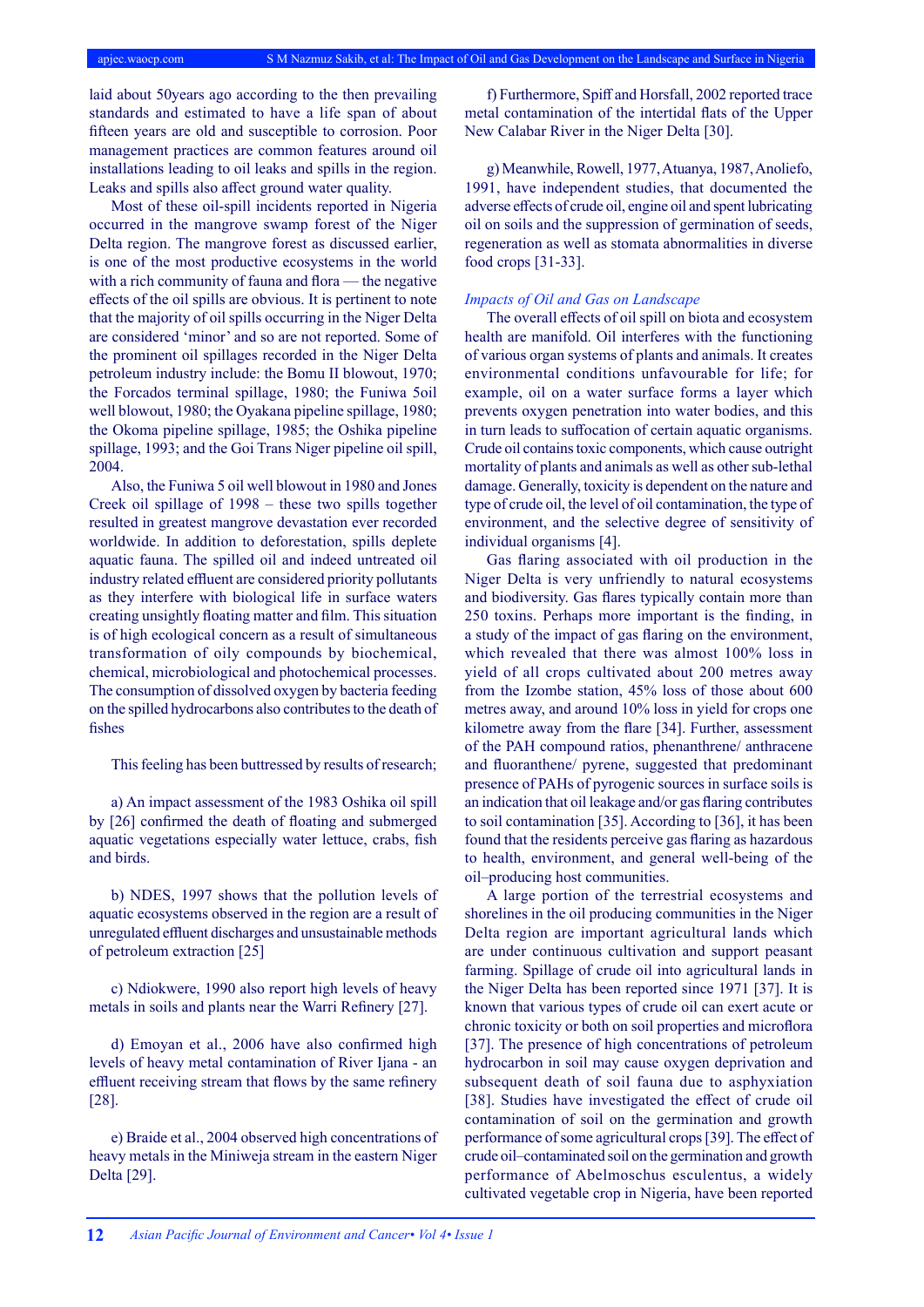laid about 50years ago according to the then prevailing standards and estimated to have a life span of about fifteen years are old and susceptible to corrosion. Poor management practices are common features around oil installations leading to oil leaks and spills in the region. Leaks and spills also affect ground water quality.

Most of these oil-spill incidents reported in Nigeria occurred in the mangrove swamp forest of the Niger Delta region. The mangrove forest as discussed earlier, is one of the most productive ecosystems in the world with a rich community of fauna and flora — the negative effects of the oil spills are obvious. It is pertinent to note that the majority of oil spills occurring in the Niger Delta are considered 'minor' and so are not reported. Some of the prominent oil spillages recorded in the Niger Delta petroleum industry include: the Bomu II blowout, 1970; the Forcados terminal spillage, 1980; the Funiwa 5oil well blowout, 1980; the Oyakana pipeline spillage, 1980; the Okoma pipeline spillage, 1985; the Oshika pipeline spillage, 1993; and the Goi Trans Niger pipeline oil spill, 2004.

Also, the Funiwa 5 oil well blowout in 1980 and Jones Creek oil spillage of 1998 – these two spills together resulted in greatest mangrove devastation ever recorded worldwide. In addition to deforestation, spills deplete aquatic fauna. The spilled oil and indeed untreated oil industry related effluent are considered priority pollutants as they interfere with biological life in surface waters creating unsightly floating matter and film. This situation is of high ecological concern as a result of simultaneous transformation of oily compounds by biochemical, chemical, microbiological and photochemical processes. The consumption of dissolved oxygen by bacteria feeding on the spilled hydrocarbons also contributes to the death of fishes

This feeling has been buttressed by results of research;

a) An impact assessment of the 1983 Oshika oil spill by [26] confirmed the death of floating and submerged aquatic vegetations especially water lettuce, crabs, fish and birds.

b) NDES, 1997 shows that the pollution levels of aquatic ecosystems observed in the region are a result of unregulated effluent discharges and unsustainable methods of petroleum extraction [25]

c) Ndiokwere, 1990 also report high levels of heavy metals in soils and plants near the Warri Refinery [27].

d) Emoyan et al., 2006 have also confirmed high levels of heavy metal contamination of River Ijana - an effluent receiving stream that flows by the same refinery [28].

e) Braide et al., 2004 observed high concentrations of heavy metals in the Miniweja stream in the eastern Niger Delta [29].

f) Furthermore, Spiff and Horsfall, 2002 reported trace metal contamination of the intertidal flats of the Upper New Calabar River in the Niger Delta [30].

g) Meanwhile, Rowell, 1977, Atuanya, 1987, Anoliefo, 1991, have independent studies, that documented the adverse effects of crude oil, engine oil and spent lubricating oil on soils and the suppression of germination of seeds, regeneration as well as stomata abnormalities in diverse food crops [31-33].

### *Impacts of Oil and Gas on Landscape*

The overall effects of oil spill on biota and ecosystem health are manifold. Oil interferes with the functioning of various organ systems of plants and animals. It creates environmental conditions unfavourable for life; for example, oil on a water surface forms a layer which prevents oxygen penetration into water bodies, and this in turn leads to suffocation of certain aquatic organisms. Crude oil contains toxic components, which cause outright mortality of plants and animals as well as other sub-lethal damage. Generally, toxicity is dependent on the nature and type of crude oil, the level of oil contamination, the type of environment, and the selective degree of sensitivity of individual organisms [4].

Gas flaring associated with oil production in the Niger Delta is very unfriendly to natural ecosystems and biodiversity. Gas flares typically contain more than 250 toxins. Perhaps more important is the finding, in a study of the impact of gas flaring on the environment, which revealed that there was almost 100% loss in yield of all crops cultivated about 200 metres away from the Izombe station, 45% loss of those about 600 metres away, and around 10% loss in yield for crops one kilometre away from the flare [34]. Further, assessment of the PAH compound ratios, phenanthrene/ anthracene and fluoranthene/ pyrene, suggested that predominant presence of PAHs of pyrogenic sources in surface soils is an indication that oil leakage and/or gas flaring contributes to soil contamination [35]. According to [36], it has been found that the residents perceive gas flaring as hazardous to health, environment, and general well-being of the oil–producing host communities.

A large portion of the terrestrial ecosystems and shorelines in the oil producing communities in the Niger Delta region are important agricultural lands which are under continuous cultivation and support peasant farming. Spillage of crude oil into agricultural lands in the Niger Delta has been reported since 1971 [37]. It is known that various types of crude oil can exert acute or chronic toxicity or both on soil properties and microflora [37]. The presence of high concentrations of petroleum hydrocarbon in soil may cause oxygen deprivation and subsequent death of soil fauna due to asphyxiation [38]. Studies have investigated the effect of crude oil contamination of soil on the germination and growth performance of some agricultural crops [39]. The effect of crude oil–contaminated soil on the germination and growth performance of Abelmoschus esculentus, a widely cultivated vegetable crop in Nigeria, have been reported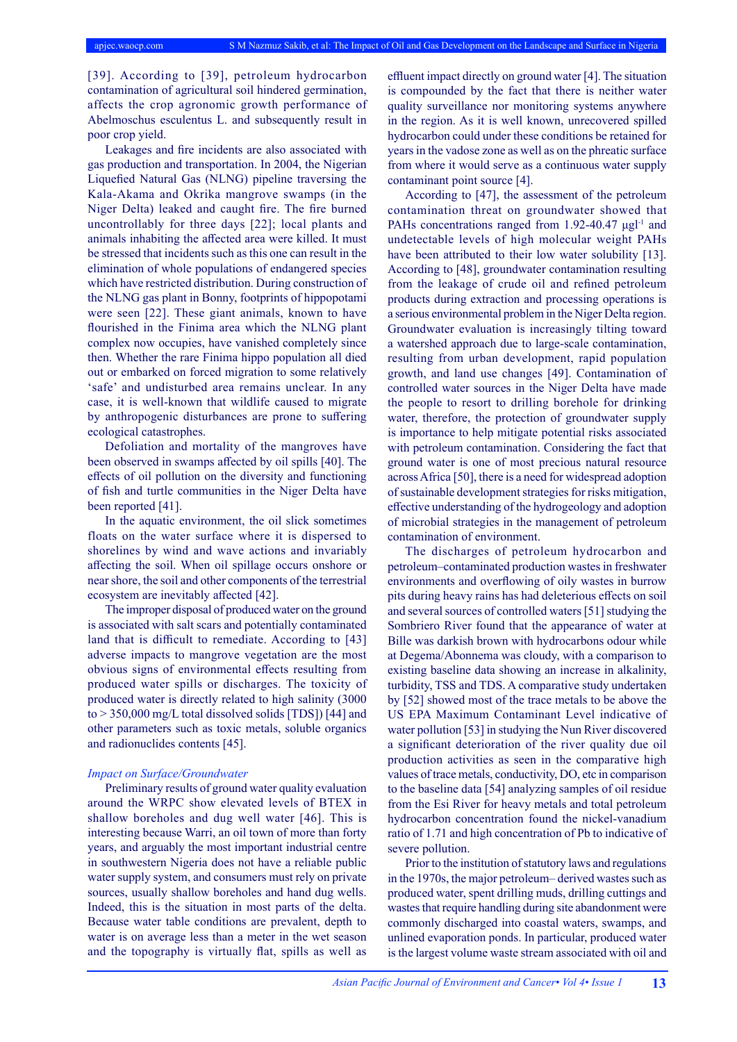[39]. According to [39], petroleum hydrocarbon contamination of agricultural soil hindered germination, affects the crop agronomic growth performance of Abelmoschus esculentus L. and subsequently result in poor crop yield.

Leakages and fire incidents are also associated with gas production and transportation. In 2004, the Nigerian Liquefied Natural Gas (NLNG) pipeline traversing the Kala-Akama and Okrika mangrove swamps (in the Niger Delta) leaked and caught fire. The fire burned uncontrollably for three days [22]; local plants and animals inhabiting the affected area were killed. It must be stressed that incidents such as this one can result in the elimination of whole populations of endangered species which have restricted distribution. During construction of the NLNG gas plant in Bonny, footprints of hippopotami were seen [22]. These giant animals, known to have flourished in the Finima area which the NLNG plant complex now occupies, have vanished completely since then. Whether the rare Finima hippo population all died out or embarked on forced migration to some relatively 'safe' and undisturbed area remains unclear. In any case, it is well-known that wildlife caused to migrate by anthropogenic disturbances are prone to suffering ecological catastrophes.

Defoliation and mortality of the mangroves have been observed in swamps affected by oil spills [40]. The effects of oil pollution on the diversity and functioning of fish and turtle communities in the Niger Delta have been reported [41].

In the aquatic environment, the oil slick sometimes floats on the water surface where it is dispersed to shorelines by wind and wave actions and invariably affecting the soil. When oil spillage occurs onshore or near shore, the soil and other components of the terrestrial ecosystem are inevitably affected [42].

The improper disposal of produced water on the ground is associated with salt scars and potentially contaminated land that is difficult to remediate. According to [43] adverse impacts to mangrove vegetation are the most obvious signs of environmental effects resulting from produced water spills or discharges. The toxicity of produced water is directly related to high salinity (3000 to > 350,000 mg/L total dissolved solids [TDS]) [44] and other parameters such as toxic metals, soluble organics and radionuclides contents [45].

### *Impact on Surface/Groundwater*

Preliminary results of ground water quality evaluation around the WRPC show elevated levels of BTEX in shallow boreholes and dug well water [46]. This is interesting because Warri, an oil town of more than forty years, and arguably the most important industrial centre in southwestern Nigeria does not have a reliable public water supply system, and consumers must rely on private sources, usually shallow boreholes and hand dug wells. Indeed, this is the situation in most parts of the delta. Because water table conditions are prevalent, depth to water is on average less than a meter in the wet season and the topography is virtually flat, spills as well as effluent impact directly on ground water [4]. The situation is compounded by the fact that there is neither water quality surveillance nor monitoring systems anywhere in the region. As it is well known, unrecovered spilled hydrocarbon could under these conditions be retained for years in the vadose zone as well as on the phreatic surface from where it would serve as a continuous water supply contaminant point source [4].

According to [47], the assessment of the petroleum contamination threat on groundwater showed that PAHs concentrations ranged from 1.92-40.47 $\mu gl^{-1}$ and undetectable levels of high molecular weight PAHs have been attributed to their low water solubility [13]. According to [48], groundwater contamination resulting from the leakage of crude oil and refined petroleum products during extraction and processing operations is a serious environmental problem in the Niger Delta region. Groundwater evaluation is increasingly tilting toward a watershed approach due to large-scale contamination, resulting from urban development, rapid population growth, and land use changes [49]. Contamination of controlled water sources in the Niger Delta have made the people to resort to drilling borehole for drinking water, therefore, the protection of groundwater supply is importance to help mitigate potential risks associated with petroleum contamination. Considering the fact that ground water is one of most precious natural resource across Africa [50], there is a need for widespread adoption of sustainable development strategies for risks mitigation, effective understanding of the hydrogeology and adoption of microbial strategies in the management of petroleum contamination of environment.

The discharges of petroleum hydrocarbon and petroleum–contaminated production wastes in freshwater environments and overflowing of oily wastes in burrow pits during heavy rains has had deleterious effects on soil and several sources of controlled waters [51] studying the Sombriero River found that the appearance of water at Bille was darkish brown with hydrocarbons odour while at Degema/Abonnema was cloudy, with a comparison to existing baseline data showing an increase in alkalinity, turbidity, TSS and TDS. A comparative study undertaken by [52] showed most of the trace metals to be above the US EPA Maximum Contaminant Level indicative of water pollution [53] in studying the Nun River discovered a significant deterioration of the river quality due oil production activities as seen in the comparative high values of trace metals, conductivity, DO, etc in comparison to the baseline data [54] analyzing samples of oil residue from the Esi River for heavy metals and total petroleum hydrocarbon concentration found the nickel-vanadium ratio of 1.71 and high concentration of Pb to indicative of severe pollution.

Prior to the institution of statutory laws and regulations in the 1970s, the major petroleum– derived wastes such as produced water, spent drilling muds, drilling cuttings and wastes that require handling during site abandonment were commonly discharged into coastal waters, swamps, and unlined evaporation ponds. In particular, produced water is the largest volume waste stream associated with oil and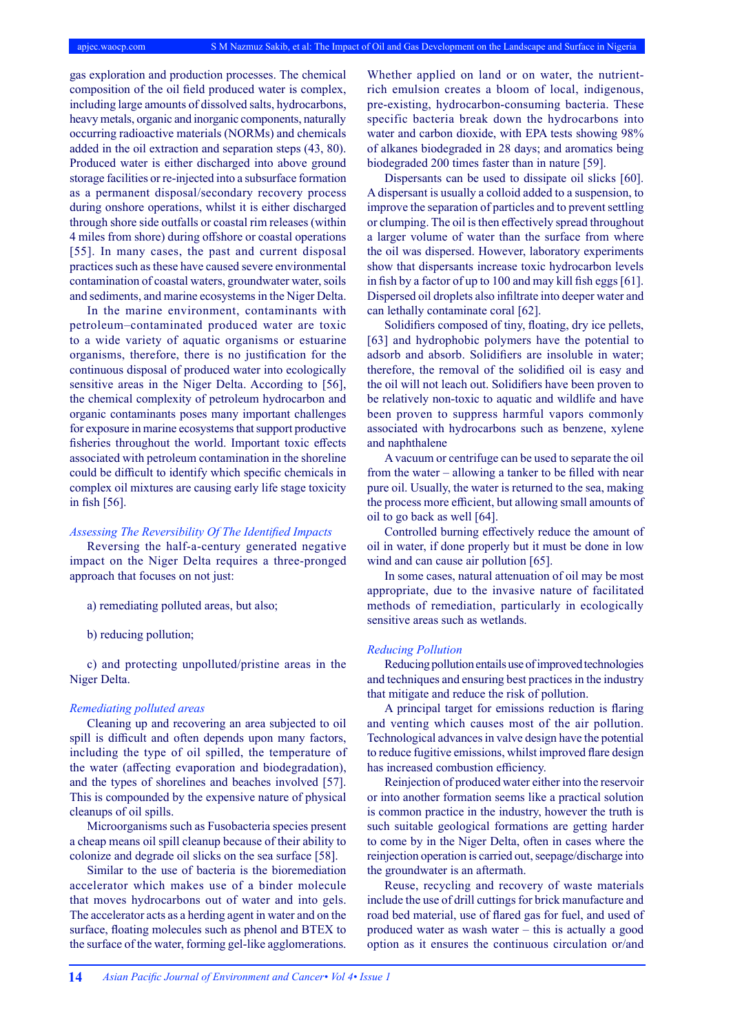gas exploration and production processes. The chemical composition of the oil field produced water is complex, including large amounts of dissolved salts, hydrocarbons, heavy metals, organic and inorganic components, naturally occurring radioactive materials (NORMs) and chemicals added in the oil extraction and separation steps (43, 80). Produced water is either discharged into above ground storage facilities or re-injected into a subsurface formation as a permanent disposal/secondary recovery process during onshore operations, whilst it is either discharged through shore side outfalls or coastal rim releases (within 4 miles from shore) during offshore or coastal operations [55]. In many cases, the past and current disposal practices such as these have caused severe environmental contamination of coastal waters, groundwater water, soils and sediments, and marine ecosystems in the Niger Delta.

In the marine environment, contaminants with petroleum–contaminated produced water are toxic to a wide variety of aquatic organisms or estuarine organisms, therefore, there is no justification for the continuous disposal of produced water into ecologically sensitive areas in the Niger Delta. According to [56], the chemical complexity of petroleum hydrocarbon and organic contaminants poses many important challenges for exposure in marine ecosystems that support productive fisheries throughout the world. Important toxic effects associated with petroleum contamination in the shoreline could be difficult to identify which specific chemicals in complex oil mixtures are causing early life stage toxicity in fish [56].

*Assessing The Reversibility Of The Identified Impacts*

Reversing the half-a-century generated negative impact on the Niger Delta requires a three-pronged approach that focuses on not just:

a) remediating polluted areas, but also;

b) reducing pollution;

c) and protecting unpolluted/pristine areas in the Niger Delta.

*Remediating polluted areas*

Cleaning up and recovering an area subjected to oil spill is difficult and often depends upon many factors, including the type of oil spilled, the temperature of the water (affecting evaporation and biodegradation), and the types of shorelines and beaches involved [57]. This is compounded by the expensive nature of physical cleanups of oil spills.

Microorganisms such as Fusobacteria species present a cheap means oil spill cleanup because of their ability to colonize and degrade oil slicks on the sea surface [58].

Similar to the use of bacteria is the bioremediation accelerator which makes use of a binder molecule that moves hydrocarbons out of water and into gels. The accelerator acts as a herding agent in water and on the surface, floating molecules such as phenol and BTEX to the surface of the water, forming gel-like agglomerations. Whether applied on land or on water, the nutrient-rich emulsion creates a bloom of local, indigenous, pre-existing, hydrocarbon-consuming bacteria. These specific bacteria break down the hydrocarbons into water and carbon dioxide, with EPA tests showing 98% of alkanes biodegraded in 28 days; and aromatics being biodegraded 200 times faster than in nature [59].

Dispersants can be used to dissipate oil slicks [60]. A dispersant is usually a colloid added to a suspension, to improve the separation of particles and to prevent settling or clumping. The oil is then effectively spread throughout a larger volume of water than the surface from where the oil was dispersed. However, laboratory experiments show that dispersants increase toxic hydrocarbon levels in fish by a factor of up to 100 and may kill fish eggs [61]. Dispersed oil droplets also infiltrate into deeper water and can lethally contaminate coral [62].

Solidifiers composed of tiny, floating, dry ice pellets, [63] and hydrophobic polymers have the potential to adsorb and absorb. Solidifiers are insoluble in water; therefore, the removal of the solidified oil is easy and the oil will not leach out. Solidifiers have been proven to be relatively non-toxic to aquatic and wildlife and have been proven to suppress harmful vapors commonly associated with hydrocarbons such as benzene, xylene and naphthalene

A vacuum or centrifuge can be used to separate the oil from the water – allowing a tanker to be filled with near pure oil. Usually, the water is returned to the sea, making the process more efficient, but allowing small amounts of oil to go back as well [64].

Controlled burning effectively reduce the amount of oil in water, if done properly but it must be done in low wind and can cause air pollution [65].

In some cases, natural attenuation of oil may be most appropriate, due to the invasive nature of facilitated methods of remediation, particularly in ecologically sensitive areas such as wetlands.

*Reducing Pollution*

Reducing pollution entails use of improved technologies and techniques and ensuring best practices in the industry that mitigate and reduce the risk of pollution.

A principal target for emissions reduction is flaring and venting which causes most of the air pollution. Technological advances in valve design have the potential to reduce fugitive emissions, whilst improved flare design has increased combustion efficiency.

Reinjection of produced water either into the reservoir or into another formation seems like a practical solution is common practice in the industry, however the truth is such suitable geological formations are getting harder to come by in the Niger Delta, often in cases where the reinjection operation is carried out, seepage/discharge into the groundwater is an aftermath.

Reuse, recycling and recovery of waste materials include the use of drill cuttings for brick manufacture and road bed material, use of flared gas for fuel, and used of produced water as wash water – this is actually a good option as it ensures the continuous circulation or/and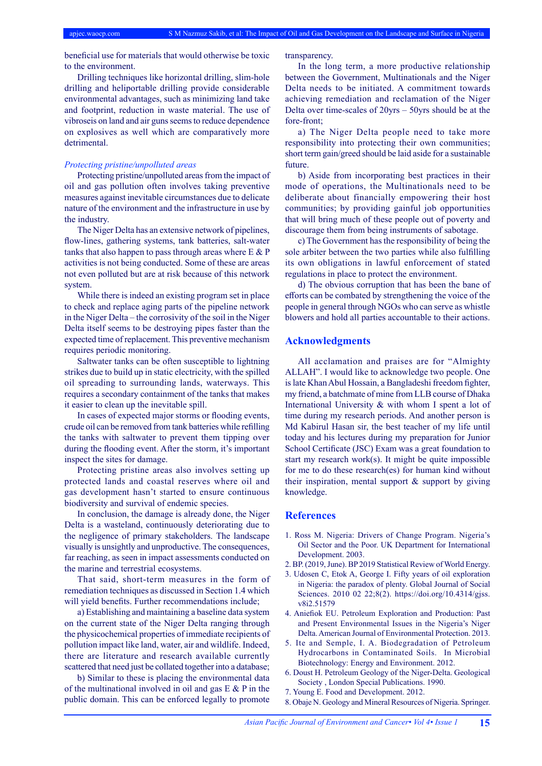beneficial use for materials that would otherwise be toxic to the environment.

Drilling techniques like horizontal drilling, slim-hole drilling and heliportable drilling provide considerable environmental advantages, such as minimizing land take and footprint, reduction in waste material. The use of vibroseis on land and air guns seems to reduce dependence on explosives as well which are comparatively more detrimental.

*Protecting pristine/unpolluted areas*

Protecting pristine/unpolluted areas from the impact of oil and gas pollution often involves taking preventive measures against inevitable circumstances due to delicate nature of the environment and the infrastructure in use by the industry.

The Niger Delta has an extensive network of pipelines, flow-lines, gathering systems, tank batteries, salt-water tanks that also happen to pass through areas where E & P activities is not being conducted. Some of these are areas not even polluted but are at risk because of this network system.

While there is indeed an existing program set in place to check and replace aging parts of the pipeline network in the Niger Delta – the corrosivity of the soil in the Niger Delta itself seems to be destroying pipes faster than the expected time of replacement. This preventive mechanism requires periodic monitoring.

Saltwater tanks can be often susceptible to lightning strikes due to build up in static electricity, with the spilled oil spreading to surrounding lands, waterways. This requires a secondary containment of the tanks that makes it easier to clean up the inevitable spill.

In cases of expected major storms or flooding events, crude oil can be removed from tank batteries while refilling the tanks with saltwater to prevent them tipping over during the flooding event. After the storm, it's important inspect the sites for damage.

Protecting pristine areas also involves setting up protected lands and coastal reserves where oil and gas development hasn't started to ensure continuous biodiversity and survival of endemic species.

In conclusion, the damage is already done, the Niger Delta is a wasteland, continuously deteriorating due to the negligence of primary stakeholders. The landscape visually is unsightly and unproductive. The consequences, far reaching, as seen in impact assessments conducted on the marine and terrestrial ecosystems.

That said, short-term measures in the form of remediation techniques as discussed in Section 1.4 which will yield benefits. Further recommendations include;

a) Establishing and maintaining a baseline data system on the current state of the Niger Delta ranging through the physicochemical properties of immediate recipients of pollution impact like land, water, air and wildlife. Indeed, there are literature and research available currently scattered that need just be collated together into a database;

b) Similar to these is placing the environmental data of the multinational involved in oil and gas E & P in the public domain. This can be enforced legally to promote transparency.

In the long term, a more productive relationship between the Government, Multinationals and the Niger Delta needs to be initiated. A commitment towards achieving remediation and reclamation of the Niger Delta over time-scales of 20yrs – 50yrs should be at the fore-front;

a) The Niger Delta people need to take more responsibility into protecting their own communities; short term gain/greed should be laid aside for a sustainable future.

b) Aside from incorporating best practices in their mode of operations, the Multinationals need to be deliberate about financially empowering their host communities; by providing gainful job opportunities that will bring much of these people out of poverty and discourage them from being instruments of sabotage.

c) The Government has the responsibility of being the sole arbiter between the two parties while also fulfilling its own obligations in lawful enforcement of stated regulations in place to protect the environment.

d) The obvious corruption that has been the bane of efforts can be combated by strengthening the voice of the people in general through NGOs who can serve as whistle blowers and hold all parties accountable to their actions.

## Acknowledgments

All acclamation and praises are for "Almighty ALLAH". I would like to acknowledge two people. One is late Khan Abul Hossain, a Bangladeshi freedom fighter, my friend, a batchmate of mine from LLB course of Dhaka International University & with whom I spent a lot of time during my research periods. And another person is Md Kabirul Hasan sir, the best teacher of my life until today and his lectures during my preparation for Junior School Certificate (JSC) Exam was a great foundation to start my research work(s). It might be quite impossible for me to do these research(es) for human kind without their inspiration, mental support & support by giving knowledge.

## References

1. Ross M. Nigeria: Drivers of Change Program. Nigeria's Oil Sector and the Poor. UK Department for International Development. 2003.
2. BP. (2019, June). BP 2019 Statistical Review of World Energy.
3. Udosen C, Etok A, George I. Fifty years of oil exploration in Nigeria: the paradox of plenty. Global Journal of Social Sciences. 2010 02 22;8(2). https://doi.org/10.4314/gjss.v8i2.51579
4. Aniefiok EU. Petroleum Exploration and Production: Past and Present Environmental Issues in the Nigeria's Niger Delta. American Journal of Environmental Protection. 2013.
5. Ite and Semple, I. A. Biodegradation of Petroleum Hydrocarbons in Contaminated Soils. In Microbial Biotechnology: Energy and Environment. 2012.
6. Doust H. Petroleum Geology of the Niger-Delta. Geological Society , London Special Publications. 1990.
7. Young E. Food and Development. 2012.
8. Obaje N. Geology and Mineral Resources of Nigeria. Springer.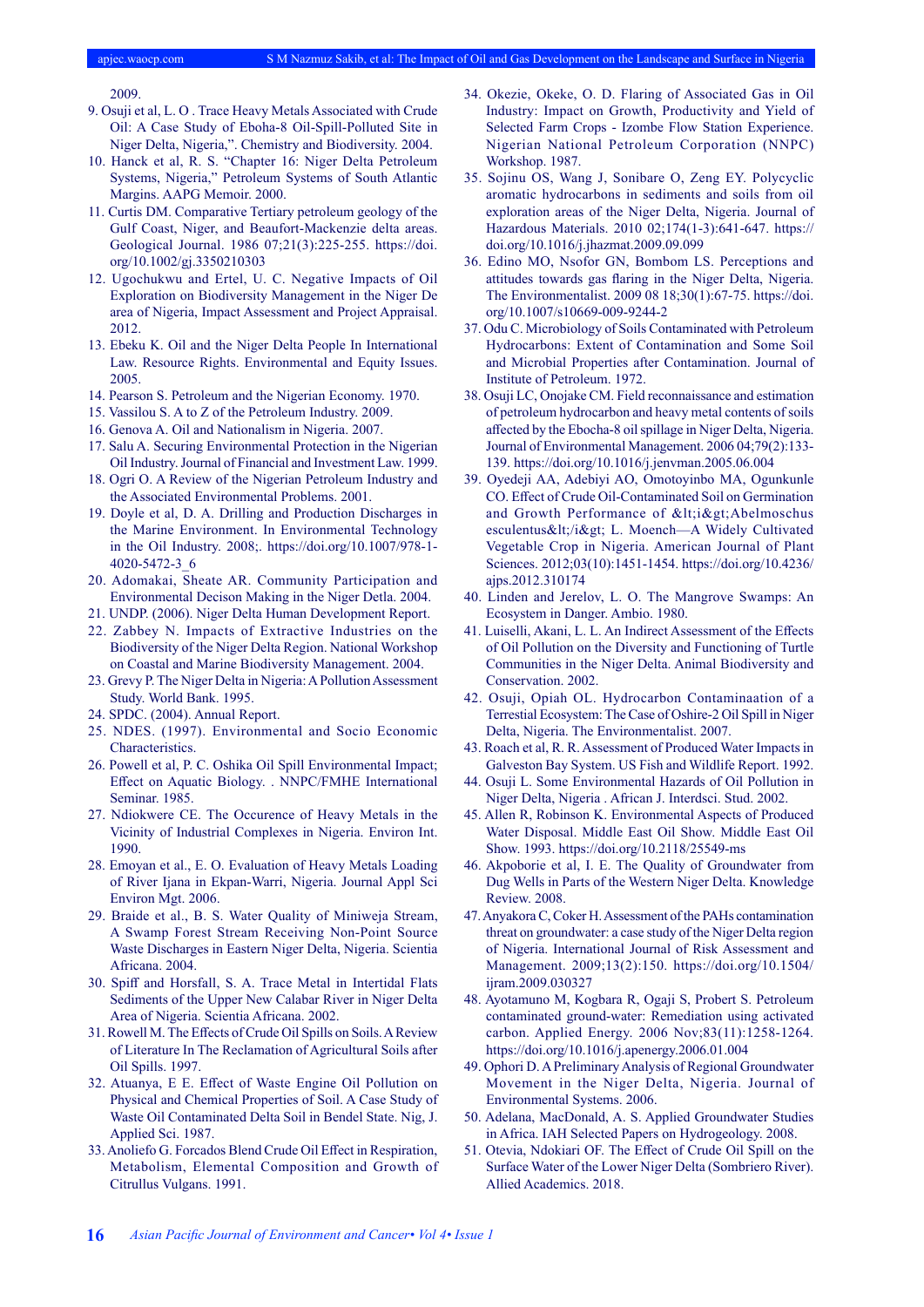2009.

9. Osuji et al, L. O . Trace Heavy Metals Associated with Crude Oil: A Case Study of Eboha-8 Oil-Spill-Polluted Site in Niger Delta, Nigeria,". Chemistry and Biodiversity. 2004.
10. Hanck et al, R. S. "Chapter 16: Niger Delta Petroleum Systems, Nigeria," Petroleum Systems of South Atlantic Margins. AAPG Memoir. 2000.
11. Curtis DM. Comparative Tertiary petroleum geology of the Gulf Coast, Niger, and Beaufort-Mackenzie delta areas. Geological Journal. 1986 07;21(3):225-255. https://doi.org/10.1002/gj.3350210303
12. Ugochukwu and Ertel, U. C. Negative Impacts of Oil Exploration on Biodiversity Management in the Niger De area of Nigeria, Impact Assessment and Project Appraisal. 2012.
13. Ebeku K. Oil and the Niger Delta People In International Law. Resource Rights. Environmental and Equity Issues. 2005.
14. Pearson S. Petroleum and the Nigerian Economy. 1970.
15. Vassilou S. A to Z of the Petroleum Industry. 2009.
16. Genova A. Oil and Nationalism in Nigeria. 2007.
17. Salu A. Securing Environmental Protection in the Nigerian Oil Industry. Journal of Financial and Investment Law. 1999.
18. Ogri O. A Review of the Nigerian Petroleum Industry and the Associated Environmental Problems. 2001.
19. Doyle et al, D. A. Drilling and Production Discharges in the Marine Environment. In Environmental Technology in the Oil Industry. 2008;. https://doi.org/10.1007/978-1-4020-5472-3_6
20. Adomakai, Sheate AR. Community Participation and Environmental Decison Making in the Niger Detla. 2004.
21. UNDP. (2006). Niger Delta Human Development Report.
22. Zabbey N. Impacts of Extractive Industries on the Biodiversity of the Niger Delta Region. National Workshop on Coastal and Marine Biodiversity Management. 2004.
23. Grevy P. The Niger Delta in Nigeria: A Pollution Assessment Study. World Bank. 1995.
24. SPDC. (2004). Annual Report.
25. NDES. (1997). Environmental and Socio Economic Characteristics.
26. Powell et al, P. C. Oshika Oil Spill Environmental Impact; Effect on Aquatic Biology. . NNPC/FMHE International Seminar. 1985.
27. Ndiokwere CE. The Occurence of Heavy Metals in the Vicinity of Industrial Complexes in Nigeria. Environ Int. 1990.
28. Emoyan et al., E. O. Evaluation of Heavy Metals Loading of River Ijana in Ekpan-Warri, Nigeria. Journal Appl Sci Environ Mgt. 2006.
29. Braide et al., B. S. Water Quality of Miniweja Stream, A Swamp Forest Stream Receiving Non-Point Source Waste Discharges in Eastern Niger Delta, Nigeria. Scientia Africana. 2004.
30. Spiff and Horsfall, S. A. Trace Metal in Intertidal Flats Sediments of the Upper New Calabar River in Niger Delta Area of Nigeria. Scientia Africana. 2002.
31. Rowell M. The Effects of Crude Oil Spills on Soils. A Review of Literature In The Reclamation of Agricultural Soils after Oil Spills. 1997.
32. Atuanya, E E. Effect of Waste Engine Oil Pollution on Physical and Chemical Properties of Soil. A Case Study of Waste Oil Contaminated Delta Soil in Bendel State. Nig, J. Applied Sci. 1987.
33. Anoliefo G. Forcados Blend Crude Oil Effect in Respiration, Metabolism, Elemental Composition and Growth of Citrullus Vulgans. 1991.
34. Okezie, Okeke, O. D. Flaring of Associated Gas in Oil Industry: Impact on Growth, Productivity and Yield of Selected Farm Crops - Izombe Flow Station Experience. Nigerian National Petroleum Corporation (NNPC) Workshop. 1987.
35. Sojinu OS, Wang J, Sonibare O, Zeng EY. Polycyclic aromatic hydrocarbons in sediments and soils from oil exploration areas of the Niger Delta, Nigeria. Journal of Hazardous Materials. 2010 02;174(1-3):641-647. https://doi.org/10.1016/j.jhazmat.2009.09.099
36. Edino MO, Nsofor GN, Bombom LS. Perceptions and attitudes towards gas flaring in the Niger Delta, Nigeria. The Environmentalist. 2009 08 18;30(1):67-75. https://doi.org/10.1007/s10669-009-9244-2
37. Odu C. Microbiology of Soils Contaminated with Petroleum Hydrocarbons: Extent of Contamination and Some Soil and Microbial Properties after Contamination. Journal of Institute of Petroleum. 1972.
38. Osuji LC, Onojake CM. Field reconnaissance and estimation of petroleum hydrocarbon and heavy metal contents of soils affected by the Ebocha-8 oil spillage in Niger Delta, Nigeria. Journal of Environmental Management. 2006 04;79(2):133-139. https://doi.org/10.1016/j.jenvman.2005.06.004
39. Oyedeji AA, Adebiyi AO, Omotoyinbo MA, Ogunkunle CO. Effect of Crude Oil-Contaminated Soil on Germination and Growth Performance of &lt;i&gt;Abelmoschus esculentus&lt;/i&gt; L. Moench—A Widely Cultivated Vegetable Crop in Nigeria. American Journal of Plant Sciences. 2012;03(10):1451-1454. https://doi.org/10.4236/ajps.2012.310174
40. Linden and Jerelov, L. O. The Mangrove Swamps: An Ecosystem in Danger. Ambio. 1980.
41. Luiselli, Akani, L. L. An Indirect Assessment of the Effects of Oil Pollution on the Diversity and Functioning of Turtle Communities in the Niger Delta. Animal Biodiversity and Conservation. 2002.
42. Osuji, Opiah OL. Hydrocarbon Contaminaation of a Terrestial Ecosystem: The Case of Oshire-2 Oil Spill in Niger Delta, Nigeria. The Environmentalist. 2007.
43. Roach et al, R. R. Assessment of Produced Water Impacts in Galveston Bay System. US Fish and Wildlife Report. 1992.
44. Osuji L. Some Environmental Hazards of Oil Pollution in Niger Delta, Nigeria . African J. Interdsci. Stud. 2002.
45. Allen R, Robinson K. Environmental Aspects of Produced Water Disposal. Middle East Oil Show. Middle East Oil Show. 1993. https://doi.org/10.2118/25549-ms
46. Akpoborie et al, I. E. The Quality of Groundwater from Dug Wells in Parts of the Western Niger Delta. Knowledge Review. 2008.
47. Anyakora C, Coker H. Assessment of the PAHs contamination threat on groundwater: a case study of the Niger Delta region of Nigeria. International Journal of Risk Assessment and Management. 2009;13(2):150. https://doi.org/10.1504/ijram.2009.030327
48. Ayotamuno M, Kogbara R, Ogaji S, Probert S. Petroleum contaminated ground-water: Remediation using activated carbon. Applied Energy. 2006 Nov;83(11):1258-1264. https://doi.org/10.1016/j.apenergy.2006.01.004
49. Ophori D. A Preliminary Analysis of Regional Groundwater Movement in the Niger Delta, Nigeria. Journal of Environmental Systems. 2006.
50. Adelana, MacDonald, A. S. Applied Groundwater Studies in Africa. IAH Selected Papers on Hydrogeology. 2008.
51. Otevia, Ndokiari OF. The Effect of Crude Oil Spill on the Surface Water of the Lower Niger Delta (Sombriero River). Allied Academics. 2018.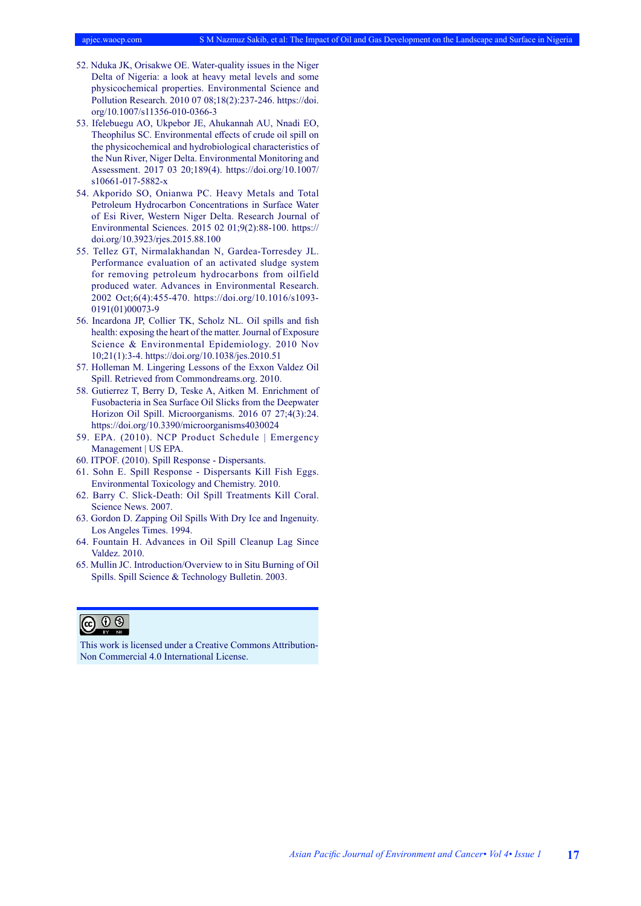52. Nduka JK, Orisakwe OE. Water-quality issues in the Niger Delta of Nigeria: a look at heavy metal levels and some physicochemical properties. Environmental Science and Pollution Research. 2010 07 08;18(2):237-246. https://doi.org/10.1007/s11356-010-0366-3
53. Ifelebuegu AO, Ukpebor JE, Ahukannah AU, Nnadi EO, Theophilus SC. Environmental effects of crude oil spill on the physicochemical and hydrobiological characteristics of the Nun River, Niger Delta. Environmental Monitoring and Assessment. 2017 03 20;189(4). https://doi.org/10.1007/s10661-017-5882-x
54. Akporido SO, Onianwa PC. Heavy Metals and Total Petroleum Hydrocarbon Concentrations in Surface Water of Esi River, Western Niger Delta. Research Journal of Environmental Sciences. 2015 02 01;9(2):88-100. https://doi.org/10.3923/rjes.2015.88.100
55. Tellez GT, Nirmalakhandan N, Gardea-Torresdey JL. Performance evaluation of an activated sludge system for removing petroleum hydrocarbons from oilfield produced water. Advances in Environmental Research. 2002 Oct;6(4):455-470. https://doi.org/10.1016/s1093-0191(01)00073-9
56. Incardona JP, Collier TK, Scholz NL. Oil spills and fish health: exposing the heart of the matter. Journal of Exposure Science & Environmental Epidemiology. 2010 Nov 10;21(1):3-4. https://doi.org/10.1038/jes.2010.51
57. Holleman M. Lingering Lessons of the Exxon Valdez Oil Spill. Retrieved from Commondreams.org. 2010.
58. Gutierrez T, Berry D, Teske A, Aitken M. Enrichment of Fusobacteria in Sea Surface Oil Slicks from the Deepwater Horizon Oil Spill. Microorganisms. 2016 07 27;4(3):24. https://doi.org/10.3390/microorganisms4030024
59. EPA. (2010). NCP Product Schedule | Emergency Management | US EPA.
60. ITPOF. (2010). Spill Response - Dispersants.
61. Sohn E. Spill Response - Dispersants Kill Fish Eggs. Environmental Toxicology and Chemistry. 2010.
62. Barry C. Slick-Death: Oil Spill Treatments Kill Coral. Science News. 2007.
63. Gordon D. Zapping Oil Spills With Dry Ice and Ingenuity. Los Angeles Times. 1994.
64. Fountain H. Advances in Oil Spill Cleanup Lag Since Valdez. 2010.
65. Mullin JC. Introduction/Overview to in Situ Burning of Oil Spills. Spill Science & Technology Bulletin. 2003.

This work is licensed under a Creative Commons Attribution-Non Commercial 4.0 International License.